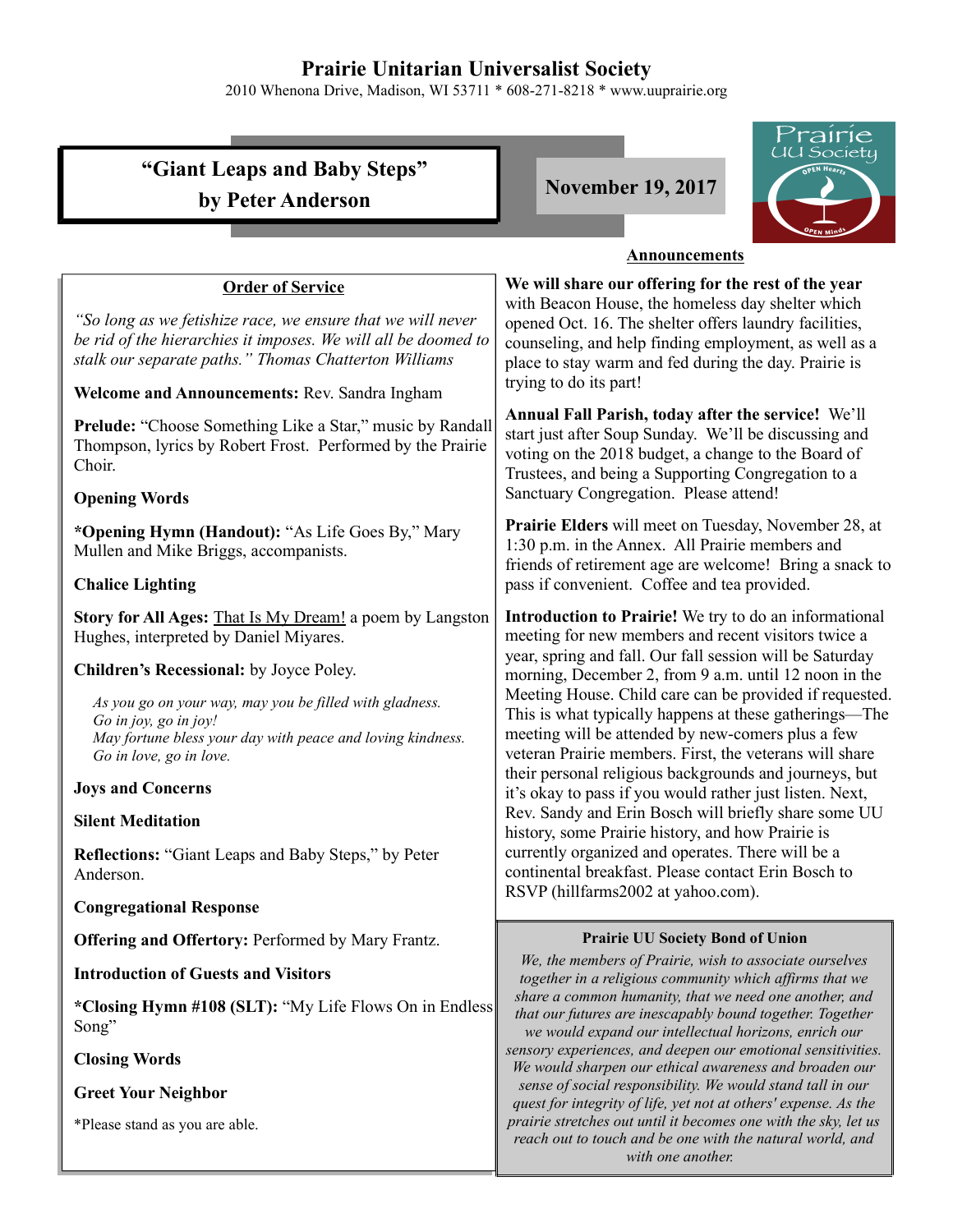# Prairie Unitarian Universalist Society

2010 Whenona Drive, Madison, WI 53711 * 608-271-8218 * www.uuprairie.org

## "Giant Leaps and Baby Steps"
## by Peter Anderson

**November 19, 2017**

Prairie UU Society — OPEN Hearts — OPEN Minds

### Order of Service

*"So long as we fetishize race, we ensure that we will never be rid of the hierarchies it imposes. We will all be doomed to stalk our separate paths." Thomas Chatterton Williams*

**Welcome and Announcements:** Rev. Sandra Ingham

**Prelude:** "Choose Something Like a Star," music by Randall Thompson, lyrics by Robert Frost. Performed by the Prairie Choir.

**Opening Words**

***Opening Hymn (Handout):** "As Life Goes By," Mary Mullen and Mike Briggs, accompanists.

**Chalice Lighting**

**Story for All Ages:** That Is My Dream! a poem by Langston Hughes, interpreted by Daniel Miyares.

**Children's Recessional:** by Joyce Poley.

*As you go on your way, may you be filled with gladness.*
*Go in joy, go in joy!*
*May fortune bless your day with peace and loving kindness.*
*Go in love, go in love.*

**Joys and Concerns**

**Silent Meditation**

**Reflections:** "Giant Leaps and Baby Steps," by Peter Anderson.

**Congregational Response**

**Offering and Offertory:** Performed by Mary Frantz.

**Introduction of Guests and Visitors**

***Closing Hymn #108 (SLT):** "My Life Flows On in Endless Song"

**Closing Words**

**Greet Your Neighbor**

*Please stand as you are able.

### Announcements

**We will share our offering for the rest of the year** with Beacon House, the homeless day shelter which opened Oct. 16. The shelter offers laundry facilities, counseling, and help finding employment, as well as a place to stay warm and fed during the day. Prairie is trying to do its part!

**Annual Fall Parish, today after the service!** We'll start just after Soup Sunday. We'll be discussing and voting on the 2018 budget, a change to the Board of Trustees, and being a Supporting Congregation to a Sanctuary Congregation. Please attend!

**Prairie Elders** will meet on Tuesday, November 28, at 1:30 p.m. in the Annex. All Prairie members and friends of retirement age are welcome! Bring a snack to pass if convenient. Coffee and tea provided.

**Introduction to Prairie!** We try to do an informational meeting for new members and recent visitors twice a year, spring and fall. Our fall session will be Saturday morning, December 2, from 9 a.m. until 12 noon in the Meeting House. Child care can be provided if requested. This is what typically happens at these gatherings—The meeting will be attended by new-comers plus a few veteran Prairie members. First, the veterans will share their personal religious backgrounds and journeys, but it's okay to pass if you would rather just listen. Next, Rev. Sandy and Erin Bosch will briefly share some UU history, some Prairie history, and how Prairie is currently organized and operates. There will be a continental breakfast. Please contact Erin Bosch to RSVP (hillfarms2002 at yahoo.com).

**Prairie UU Society Bond of Union**

*We, the members of Prairie, wish to associate ourselves together in a religious community which affirms that we share a common humanity, that we need one another, and that our futures are inescapably bound together. Together we would expand our intellectual horizons, enrich our sensory experiences, and deepen our emotional sensitivities. We would sharpen our ethical awareness and broaden our sense of social responsibility. We would stand tall in our quest for integrity of life, yet not at others' expense. As the prairie stretches out until it becomes one with the sky, let us reach out to touch and be one with the natural world, and with one another.*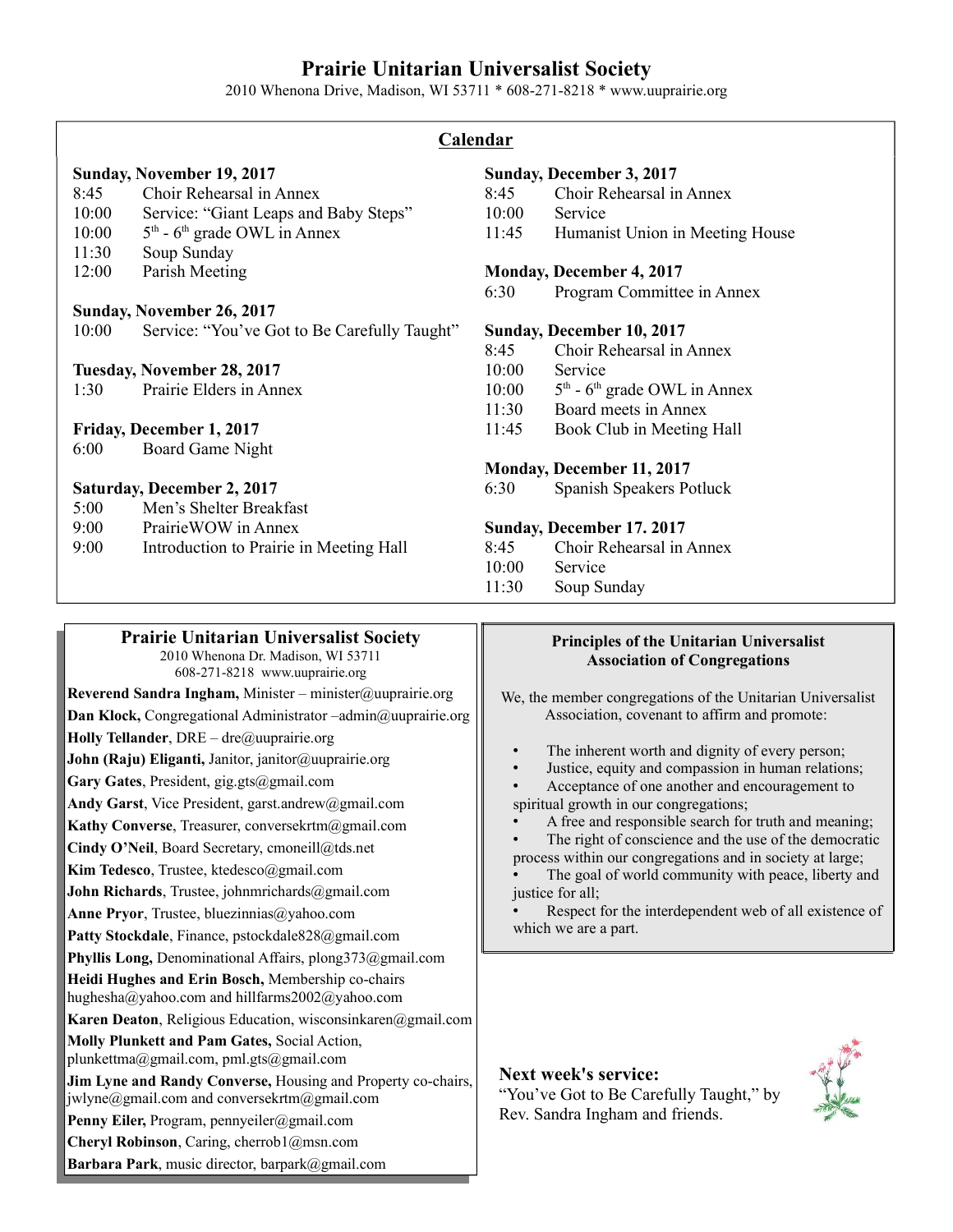# Prairie Unitarian Universalist Society

2010 Whenona Drive, Madison, WI 53711 * 608-271-8218 * www.uuprairie.org

## Calendar

**Sunday, November 19, 2017**
8:45 Choir Rehearsal in Annex
10:00 Service: "Giant Leaps and Baby Steps"
10:00 5th - 6th grade OWL in Annex
11:30 Soup Sunday
12:00 Parish Meeting

**Sunday, November 26, 2017**
10:00 Service: "You've Got to Be Carefully Taught"

**Tuesday, November 28, 2017**
1:30 Prairie Elders in Annex

**Friday, December 1, 2017**
6:00 Board Game Night

**Saturday, December 2, 2017**
5:00 Men's Shelter Breakfast
9:00 PrairieWOW in Annex
9:00 Introduction to Prairie in Meeting Hall

**Sunday, December 3, 2017**
8:45 Choir Rehearsal in Annex
10:00 Service
11:45 Humanist Union in Meeting House

**Monday, December 4, 2017**
6:30 Program Committee in Annex

**Sunday, December 10, 2017**
8:45 Choir Rehearsal in Annex
10:00 Service
10:00 5th - 6th grade OWL in Annex
11:30 Board meets in Annex
11:45 Book Club in Meeting Hall

**Monday, December 11, 2017**
6:30 Spanish Speakers Potluck

**Sunday, December 17. 2017**
8:45 Choir Rehearsal in Annex
10:00 Service
11:30 Soup Sunday

### Prairie Unitarian Universalist Society

2010 Whenona Dr. Madison, WI 53711
608-271-8218 www.uuprairie.org

**Reverend Sandra Ingham,** Minister – minister@uuprairie.org
**Dan Klock,** Congregational Administrator –admin@uuprairie.org
**Holly Tellander**, DRE – dre@uuprairie.org
**John (Raju) Eliganti,** Janitor, janitor@uuprairie.org
**Gary Gates**, President, gig.gts@gmail.com
**Andy Garst**, Vice President, garst.andrew@gmail.com
**Kathy Converse**, Treasurer, conversekrtm@gmail.com
**Cindy O'Neil**, Board Secretary, cmoneill@tds.net
**Kim Tedesco**, Trustee, ktedesco@gmail.com
**John Richards**, Trustee, johnmrichards@gmail.com
**Anne Pryor**, Trustee, bluezinnias@yahoo.com
**Patty Stockdale**, Finance, pstockdale828@gmail.com
**Phyllis Long,** Denominational Affairs, plong373@gmail.com
**Heidi Hughes and Erin Bosch,** Membership co-chairs hughesha@yahoo.com and hillfarms2002@yahoo.com
**Karen Deaton**, Religious Education, wisconsinkaren@gmail.com
**Molly Plunkett and Pam Gates,** Social Action, plunkettma@gmail.com, pml.gts@gmail.com
**Jim Lyne and Randy Converse,** Housing and Property co-chairs, jwlyne@gmail.com and conversekrtm@gmail.com
**Penny Eiler,** Program, pennyeiler@gmail.com
**Cheryl Robinson**, Caring, cherrob1@msn.com
**Barbara Park**, music director, barpark@gmail.com

### Principles of the Unitarian Universalist Association of Congregations

We, the member congregations of the Unitarian Universalist Association, covenant to affirm and promote:

- The inherent worth and dignity of every person;
- Justice, equity and compassion in human relations;
- Acceptance of one another and encouragement to spiritual growth in our congregations;
- A free and responsible search for truth and meaning;
- The right of conscience and the use of the democratic process within our congregations and in society at large;
- The goal of world community with peace, liberty and justice for all;
- Respect for the interdependent web of all existence of which we are a part.

**Next week's service:**
"You've Got to Be Carefully Taught," by Rev. Sandra Ingham and friends.